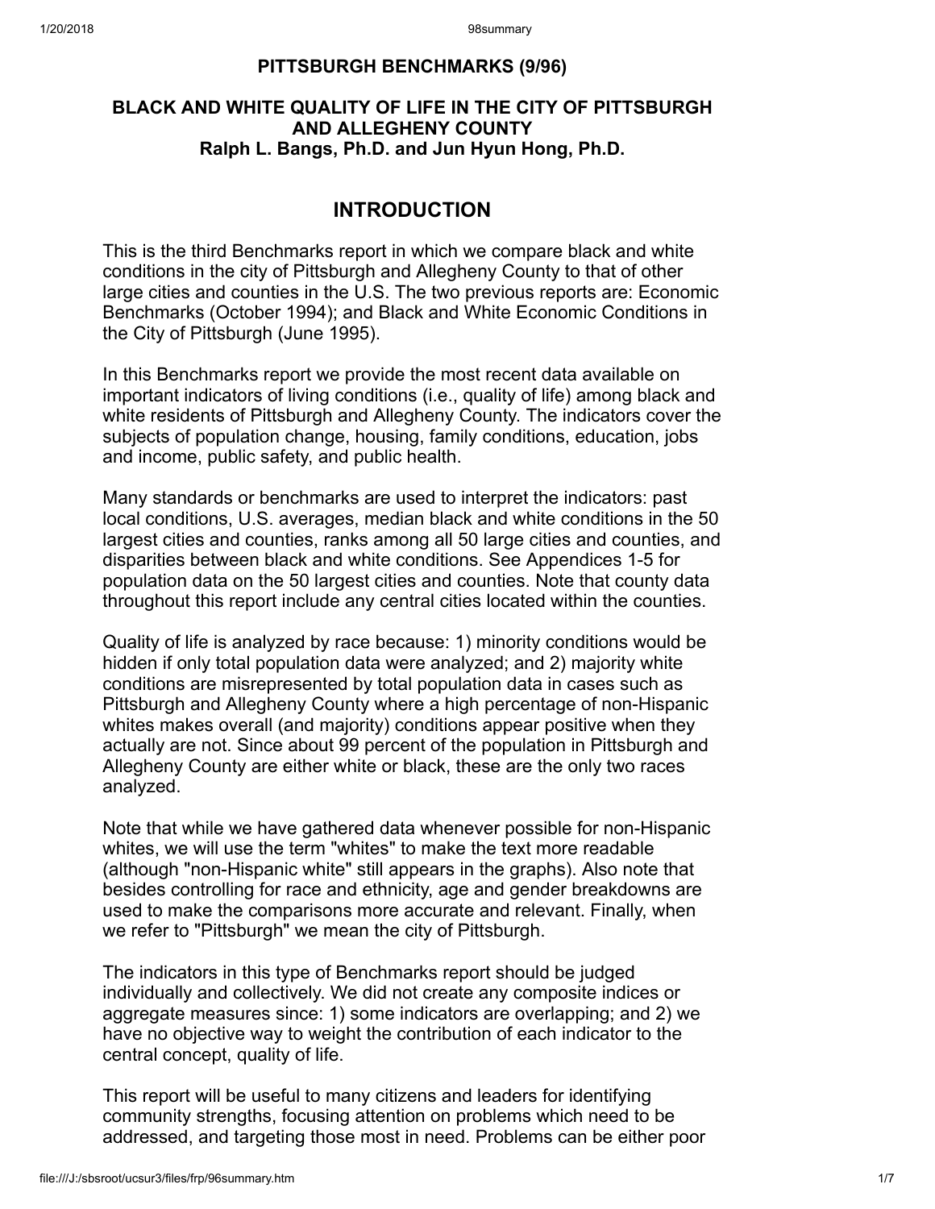**PITTSBURGH BENCHMARKS (9/96)**

**BLACK AND WHITE QUALITY OF LIFE IN THE CITY OF PITTSBURGH AND ALLEGHENY COUNTY**
**Ralph L. Bangs, Ph.D. and Jun Hyun Hong, Ph.D.**

## INTRODUCTION

This is the third Benchmarks report in which we compare black and white conditions in the city of Pittsburgh and Allegheny County to that of other large cities and counties in the U.S. The two previous reports are: Economic Benchmarks (October 1994); and Black and White Economic Conditions in the City of Pittsburgh (June 1995).

In this Benchmarks report we provide the most recent data available on important indicators of living conditions (i.e., quality of life) among black and white residents of Pittsburgh and Allegheny County. The indicators cover the subjects of population change, housing, family conditions, education, jobs and income, public safety, and public health.

Many standards or benchmarks are used to interpret the indicators: past local conditions, U.S. averages, median black and white conditions in the 50 largest cities and counties, ranks among all 50 large cities and counties, and disparities between black and white conditions. See Appendices 1-5 for population data on the 50 largest cities and counties. Note that county data throughout this report include any central cities located within the counties.

Quality of life is analyzed by race because: 1) minority conditions would be hidden if only total population data were analyzed; and 2) majority white conditions are misrepresented by total population data in cases such as Pittsburgh and Allegheny County where a high percentage of non-Hispanic whites makes overall (and majority) conditions appear positive when they actually are not. Since about 99 percent of the population in Pittsburgh and Allegheny County are either white or black, these are the only two races analyzed.

Note that while we have gathered data whenever possible for non-Hispanic whites, we will use the term "whites" to make the text more readable (although "non-Hispanic white" still appears in the graphs). Also note that besides controlling for race and ethnicity, age and gender breakdowns are used to make the comparisons more accurate and relevant. Finally, when we refer to "Pittsburgh" we mean the city of Pittsburgh.

The indicators in this type of Benchmarks report should be judged individually and collectively. We did not create any composite indices or aggregate measures since: 1) some indicators are overlapping; and 2) we have no objective way to weight the contribution of each indicator to the central concept, quality of life.

This report will be useful to many citizens and leaders for identifying community strengths, focusing attention on problems which need to be addressed, and targeting those most in need. Problems can be either poor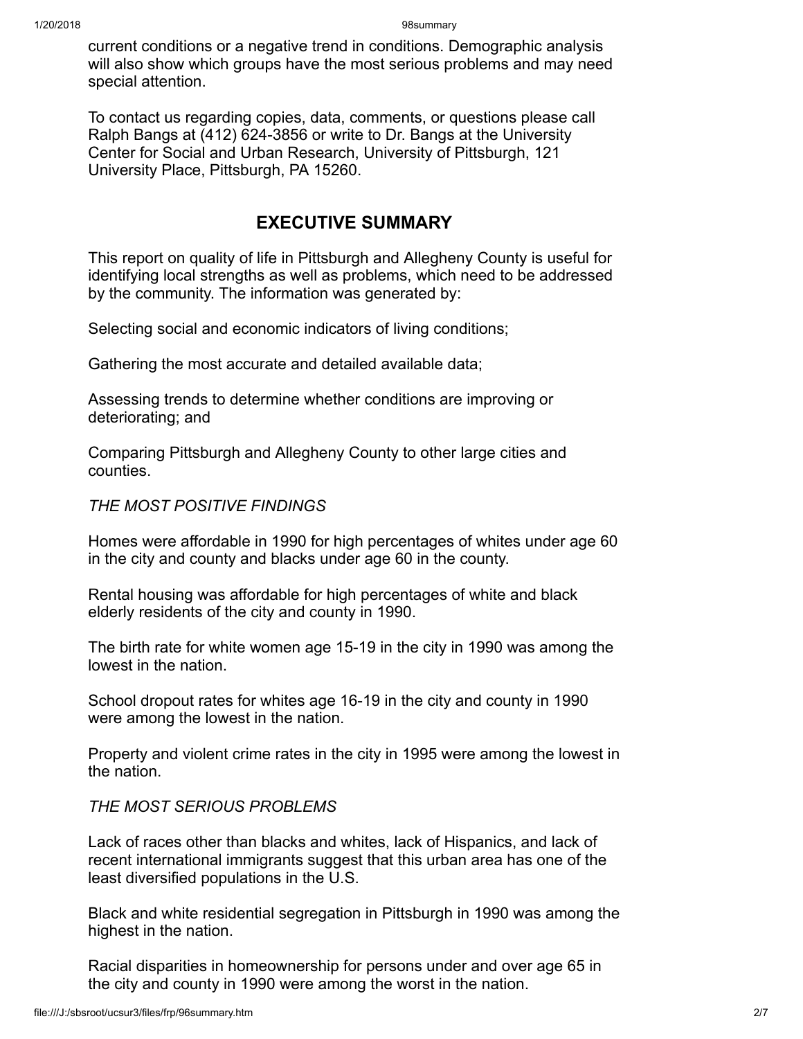current conditions or a negative trend in conditions. Demographic analysis will also show which groups have the most serious problems and may need special attention.

To contact us regarding copies, data, comments, or questions please call Ralph Bangs at (412) 624-3856 or write to Dr. Bangs at the University Center for Social and Urban Research, University of Pittsburgh, 121 University Place, Pittsburgh, PA 15260.

## EXECUTIVE SUMMARY

This report on quality of life in Pittsburgh and Allegheny County is useful for identifying local strengths as well as problems, which need to be addressed by the community. The information was generated by:

Selecting social and economic indicators of living conditions;

Gathering the most accurate and detailed available data;

Assessing trends to determine whether conditions are improving or deteriorating; and

Comparing Pittsburgh and Allegheny County to other large cities and counties.

*THE MOST POSITIVE FINDINGS*

Homes were affordable in 1990 for high percentages of whites under age 60 in the city and county and blacks under age 60 in the county.

Rental housing was affordable for high percentages of white and black elderly residents of the city and county in 1990.

The birth rate for white women age 15-19 in the city in 1990 was among the lowest in the nation.

School dropout rates for whites age 16-19 in the city and county in 1990 were among the lowest in the nation.

Property and violent crime rates in the city in 1995 were among the lowest in the nation.

*THE MOST SERIOUS PROBLEMS*

Lack of races other than blacks and whites, lack of Hispanics, and lack of recent international immigrants suggest that this urban area has one of the least diversified populations in the U.S.

Black and white residential segregation in Pittsburgh in 1990 was among the highest in the nation.

Racial disparities in homeownership for persons under and over age 65 in the city and county in 1990 were among the worst in the nation.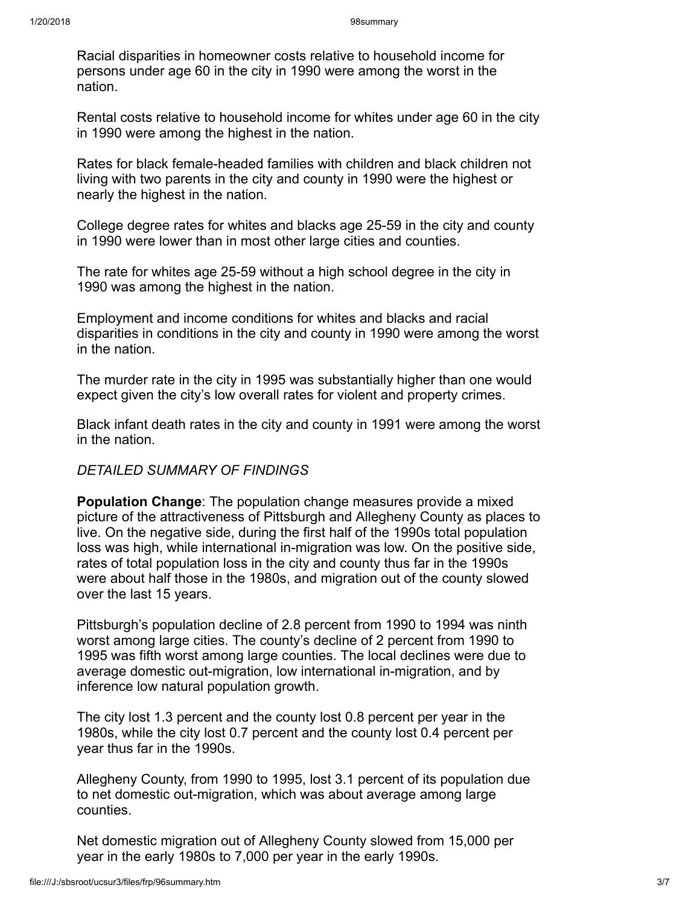Racial disparities in homeowner costs relative to household income for persons under age 60 in the city in 1990 were among the worst in the nation.

Rental costs relative to household income for whites under age 60 in the city in 1990 were among the highest in the nation.

Rates for black female-headed families with children and black children not living with two parents in the city and county in 1990 were the highest or nearly the highest in the nation.

College degree rates for whites and blacks age 25-59 in the city and county in 1990 were lower than in most other large cities and counties.

The rate for whites age 25-59 without a high school degree in the city in 1990 was among the highest in the nation.

Employment and income conditions for whites and blacks and racial disparities in conditions in the city and county in 1990 were among the worst in the nation.

The murder rate in the city in 1995 was substantially higher than one would expect given the city's low overall rates for violent and property crimes.

Black infant death rates in the city and county in 1991 were among the worst in the nation.

*DETAILED SUMMARY OF FINDINGS*

**Population Change**: The population change measures provide a mixed picture of the attractiveness of Pittsburgh and Allegheny County as places to live. On the negative side, during the first half of the 1990s total population loss was high, while international in-migration was low. On the positive side, rates of total population loss in the city and county thus far in the 1990s were about half those in the 1980s, and migration out of the county slowed over the last 15 years.

Pittsburgh's population decline of 2.8 percent from 1990 to 1994 was ninth worst among large cities. The county's decline of 2 percent from 1990 to 1995 was fifth worst among large counties. The local declines were due to average domestic out-migration, low international in-migration, and by inference low natural population growth.

The city lost 1.3 percent and the county lost 0.8 percent per year in the 1980s, while the city lost 0.7 percent and the county lost 0.4 percent per year thus far in the 1990s.

Allegheny County, from 1990 to 1995, lost 3.1 percent of its population due to net domestic out-migration, which was about average among large counties.

Net domestic migration out of Allegheny County slowed from 15,000 per year in the early 1980s to 7,000 per year in the early 1990s.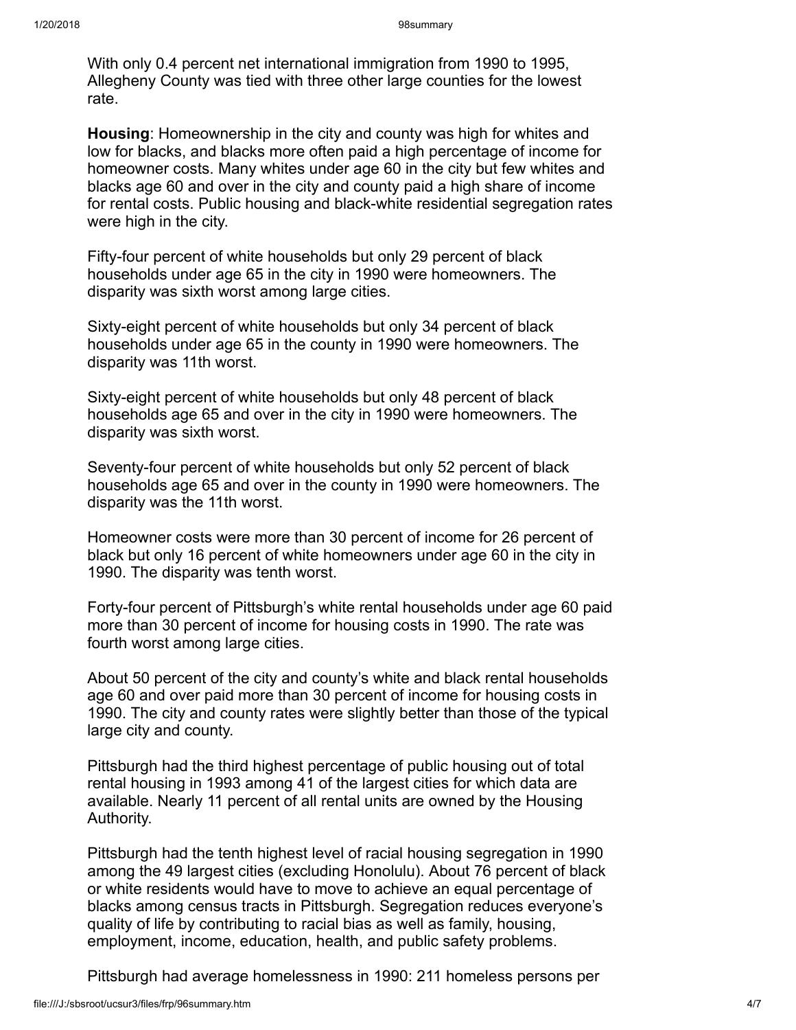With only 0.4 percent net international immigration from 1990 to 1995, Allegheny County was tied with three other large counties for the lowest rate.

**Housing**: Homeownership in the city and county was high for whites and low for blacks, and blacks more often paid a high percentage of income for homeowner costs. Many whites under age 60 in the city but few whites and blacks age 60 and over in the city and county paid a high share of income for rental costs. Public housing and black-white residential segregation rates were high in the city.

Fifty-four percent of white households but only 29 percent of black households under age 65 in the city in 1990 were homeowners. The disparity was sixth worst among large cities.

Sixty-eight percent of white households but only 34 percent of black households under age 65 in the county in 1990 were homeowners. The disparity was 11th worst.

Sixty-eight percent of white households but only 48 percent of black households age 65 and over in the city in 1990 were homeowners. The disparity was sixth worst.

Seventy-four percent of white households but only 52 percent of black households age 65 and over in the county in 1990 were homeowners. The disparity was the 11th worst.

Homeowner costs were more than 30 percent of income for 26 percent of black but only 16 percent of white homeowners under age 60 in the city in 1990. The disparity was tenth worst.

Forty-four percent of Pittsburgh's white rental households under age 60 paid more than 30 percent of income for housing costs in 1990. The rate was fourth worst among large cities.

About 50 percent of the city and county's white and black rental households age 60 and over paid more than 30 percent of income for housing costs in 1990. The city and county rates were slightly better than those of the typical large city and county.

Pittsburgh had the third highest percentage of public housing out of total rental housing in 1993 among 41 of the largest cities for which data are available. Nearly 11 percent of all rental units are owned by the Housing Authority.

Pittsburgh had the tenth highest level of racial housing segregation in 1990 among the 49 largest cities (excluding Honolulu). About 76 percent of black or white residents would have to move to achieve an equal percentage of blacks among census tracts in Pittsburgh. Segregation reduces everyone's quality of life by contributing to racial bias as well as family, housing, employment, income, education, health, and public safety problems.

Pittsburgh had average homelessness in 1990: 211 homeless persons per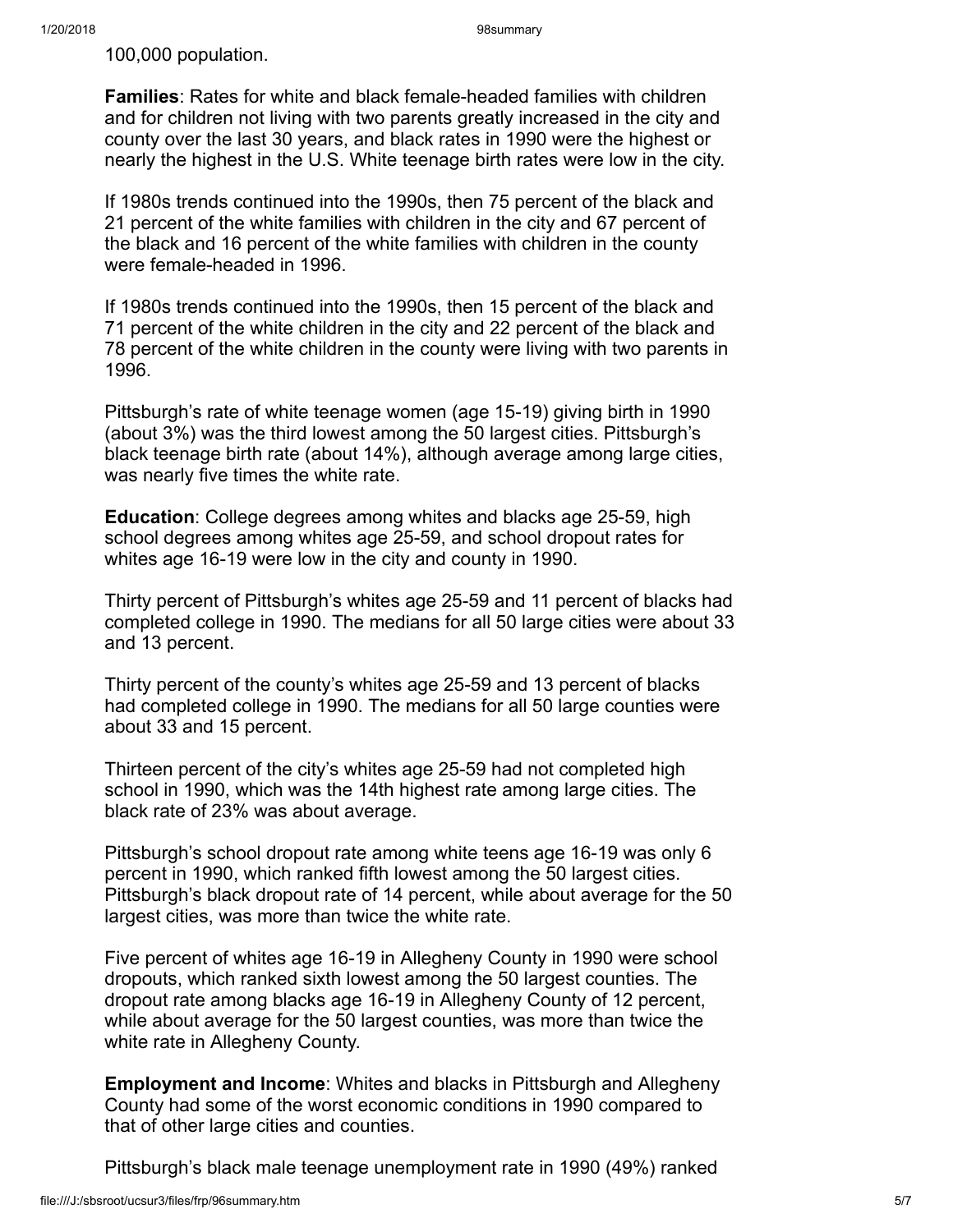100,000 population.

**Families**: Rates for white and black female-headed families with children and for children not living with two parents greatly increased in the city and county over the last 30 years, and black rates in 1990 were the highest or nearly the highest in the U.S. White teenage birth rates were low in the city.

If 1980s trends continued into the 1990s, then 75 percent of the black and 21 percent of the white families with children in the city and 67 percent of the black and 16 percent of the white families with children in the county were female-headed in 1996.

If 1980s trends continued into the 1990s, then 15 percent of the black and 71 percent of the white children in the city and 22 percent of the black and 78 percent of the white children in the county were living with two parents in 1996.

Pittsburgh's rate of white teenage women (age 15-19) giving birth in 1990 (about 3%) was the third lowest among the 50 largest cities. Pittsburgh's black teenage birth rate (about 14%), although average among large cities, was nearly five times the white rate.

**Education**: College degrees among whites and blacks age 25-59, high school degrees among whites age 25-59, and school dropout rates for whites age 16-19 were low in the city and county in 1990.

Thirty percent of Pittsburgh's whites age 25-59 and 11 percent of blacks had completed college in 1990. The medians for all 50 large cities were about 33 and 13 percent.

Thirty percent of the county's whites age 25-59 and 13 percent of blacks had completed college in 1990. The medians for all 50 large counties were about 33 and 15 percent.

Thirteen percent of the city's whites age 25-59 had not completed high school in 1990, which was the 14th highest rate among large cities. The black rate of 23% was about average.

Pittsburgh's school dropout rate among white teens age 16-19 was only 6 percent in 1990, which ranked fifth lowest among the 50 largest cities. Pittsburgh's black dropout rate of 14 percent, while about average for the 50 largest cities, was more than twice the white rate.

Five percent of whites age 16-19 in Allegheny County in 1990 were school dropouts, which ranked sixth lowest among the 50 largest counties. The dropout rate among blacks age 16-19 in Allegheny County of 12 percent, while about average for the 50 largest counties, was more than twice the white rate in Allegheny County.

**Employment and Income**: Whites and blacks in Pittsburgh and Allegheny County had some of the worst economic conditions in 1990 compared to that of other large cities and counties.

Pittsburgh's black male teenage unemployment rate in 1990 (49%) ranked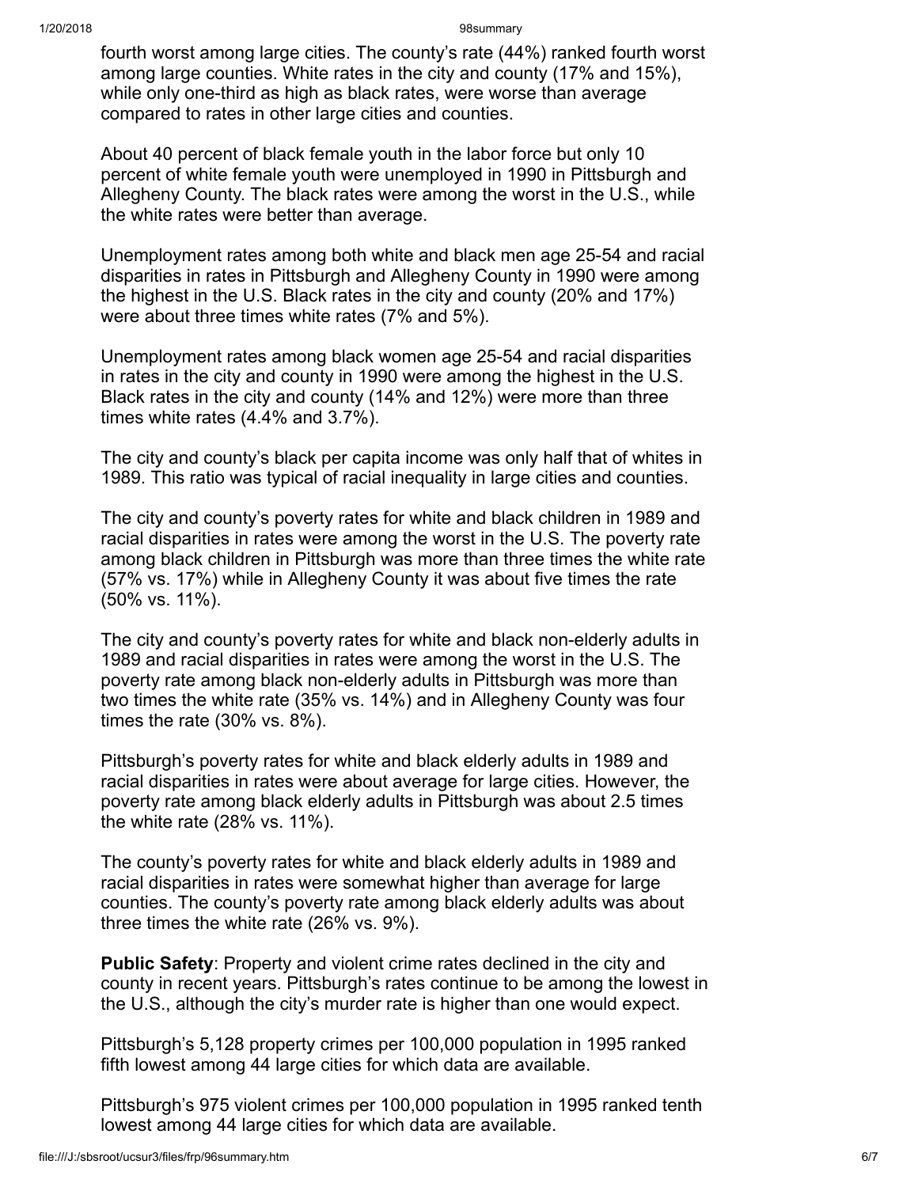fourth worst among large cities. The county's rate (44%) ranked fourth worst among large counties. White rates in the city and county (17% and 15%), while only one-third as high as black rates, were worse than average compared to rates in other large cities and counties.

About 40 percent of black female youth in the labor force but only 10 percent of white female youth were unemployed in 1990 in Pittsburgh and Allegheny County. The black rates were among the worst in the U.S., while the white rates were better than average.

Unemployment rates among both white and black men age 25-54 and racial disparities in rates in Pittsburgh and Allegheny County in 1990 were among the highest in the U.S. Black rates in the city and county (20% and 17%) were about three times white rates (7% and 5%).

Unemployment rates among black women age 25-54 and racial disparities in rates in the city and county in 1990 were among the highest in the U.S. Black rates in the city and county (14% and 12%) were more than three times white rates (4.4% and 3.7%).

The city and county's black per capita income was only half that of whites in 1989. This ratio was typical of racial inequality in large cities and counties.

The city and county's poverty rates for white and black children in 1989 and racial disparities in rates were among the worst in the U.S. The poverty rate among black children in Pittsburgh was more than three times the white rate (57% vs. 17%) while in Allegheny County it was about five times the rate (50% vs. 11%).

The city and county's poverty rates for white and black non-elderly adults in 1989 and racial disparities in rates were among the worst in the U.S. The poverty rate among black non-elderly adults in Pittsburgh was more than two times the white rate (35% vs. 14%) and in Allegheny County was four times the rate (30% vs. 8%).

Pittsburgh's poverty rates for white and black elderly adults in 1989 and racial disparities in rates were about average for large cities. However, the poverty rate among black elderly adults in Pittsburgh was about 2.5 times the white rate (28% vs. 11%).

The county's poverty rates for white and black elderly adults in 1989 and racial disparities in rates were somewhat higher than average for large counties. The county's poverty rate among black elderly adults was about three times the white rate (26% vs. 9%).

**Public Safety**: Property and violent crime rates declined in the city and county in recent years. Pittsburgh's rates continue to be among the lowest in the U.S., although the city's murder rate is higher than one would expect.

Pittsburgh's 5,128 property crimes per 100,000 population in 1995 ranked fifth lowest among 44 large cities for which data are available.

Pittsburgh's 975 violent crimes per 100,000 population in 1995 ranked tenth lowest among 44 large cities for which data are available.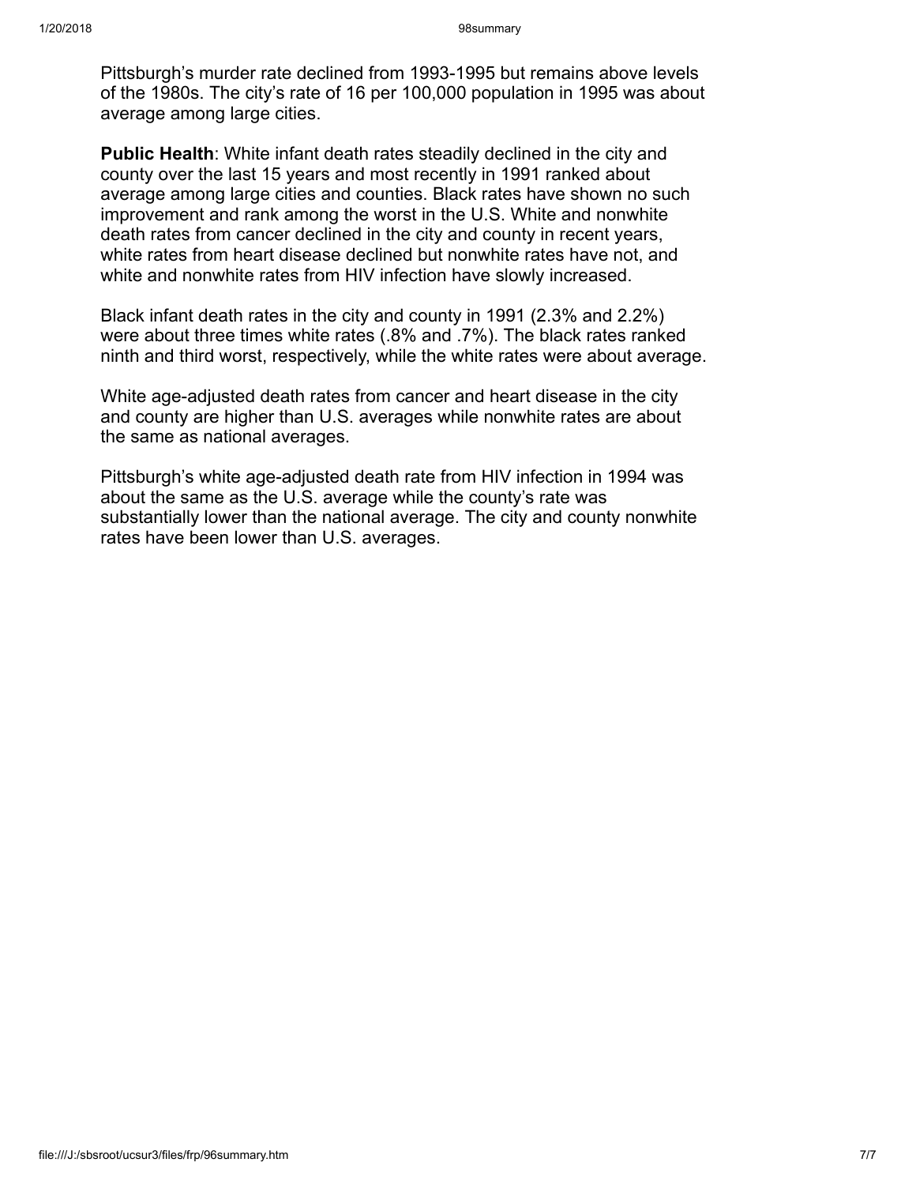Pittsburgh's murder rate declined from 1993-1995 but remains above levels of the 1980s. The city's rate of 16 per 100,000 population in 1995 was about average among large cities.

**Public Health**: White infant death rates steadily declined in the city and county over the last 15 years and most recently in 1991 ranked about average among large cities and counties. Black rates have shown no such improvement and rank among the worst in the U.S. White and nonwhite death rates from cancer declined in the city and county in recent years, white rates from heart disease declined but nonwhite rates have not, and white and nonwhite rates from HIV infection have slowly increased.

Black infant death rates in the city and county in 1991 (2.3% and 2.2%) were about three times white rates (.8% and .7%). The black rates ranked ninth and third worst, respectively, while the white rates were about average.

White age-adjusted death rates from cancer and heart disease in the city and county are higher than U.S. averages while nonwhite rates are about the same as national averages.

Pittsburgh's white age-adjusted death rate from HIV infection in 1994 was about the same as the U.S. average while the county's rate was substantially lower than the national average. The city and county nonwhite rates have been lower than U.S. averages.